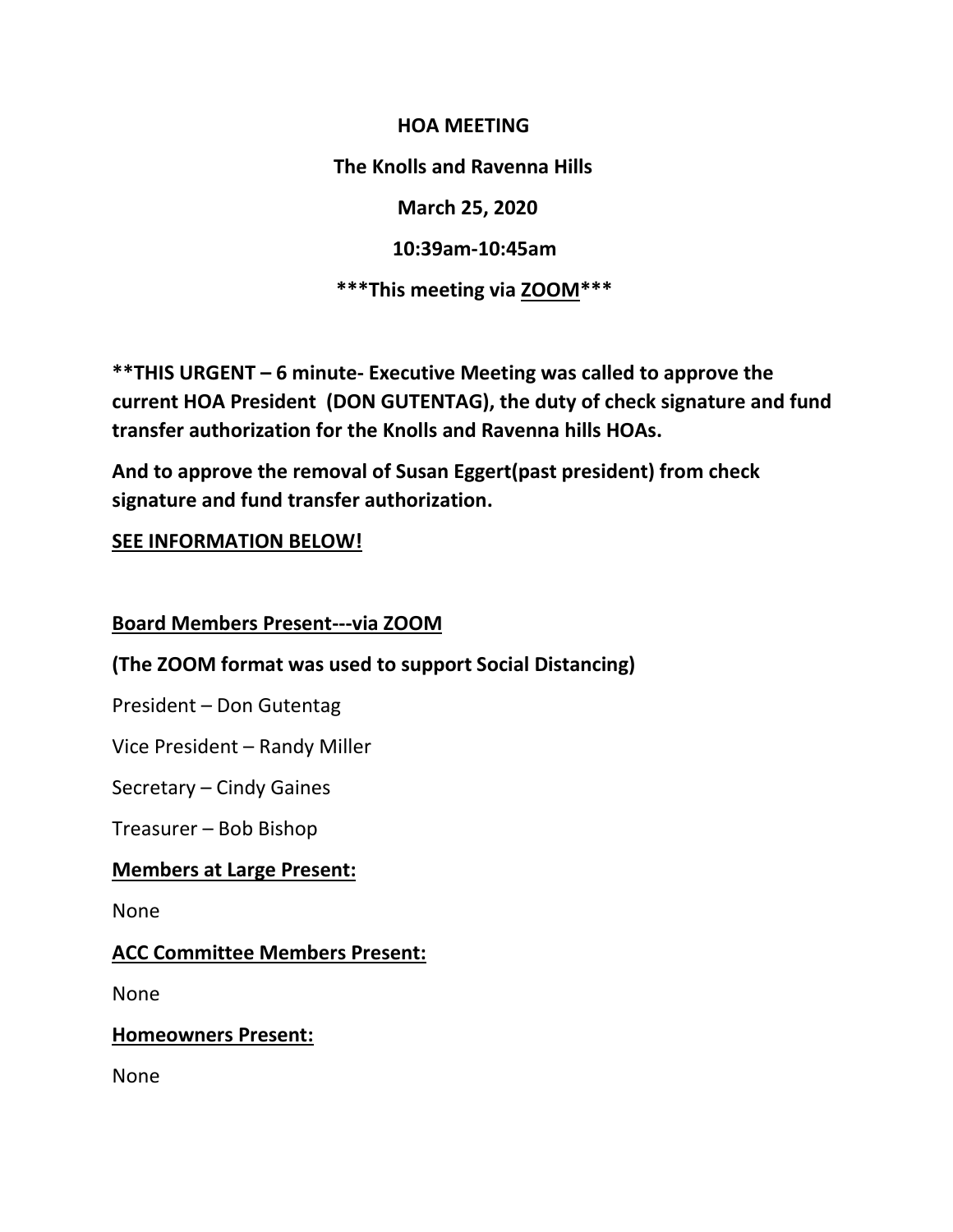**HOA MEETING**

**The Knolls and Ravenna Hills**

**March 25, 2020**

**10:39am-10:45am**

**\*\*\*This meeting via <u>ZOOM</u>\*\*\***

**\*\*THIS URGENT – 6 minute- Executive Meeting was called to approve the current HOA President (DON GUTENTAG), the duty of check signature and fund transfer authorization for the Knolls and Ravenna hills HOAs.**

**And to approve the removal of Susan Eggert(past president) from check signature and fund transfer authorization.**

**<u>SEE INFORMATION BELOW!</u>**

**<u>Board Members Present---via ZOOM</u>**

**(The ZOOM format was used to support Social Distancing)**

President – Don Gutentag

Vice President – Randy Miller

Secretary – Cindy Gaines

Treasurer – Bob Bishop

**<u>Members at Large Present:</u>**

None

**<u>ACC Committee Members Present:</u>**

None

**<u>Homeowners Present:</u>**

None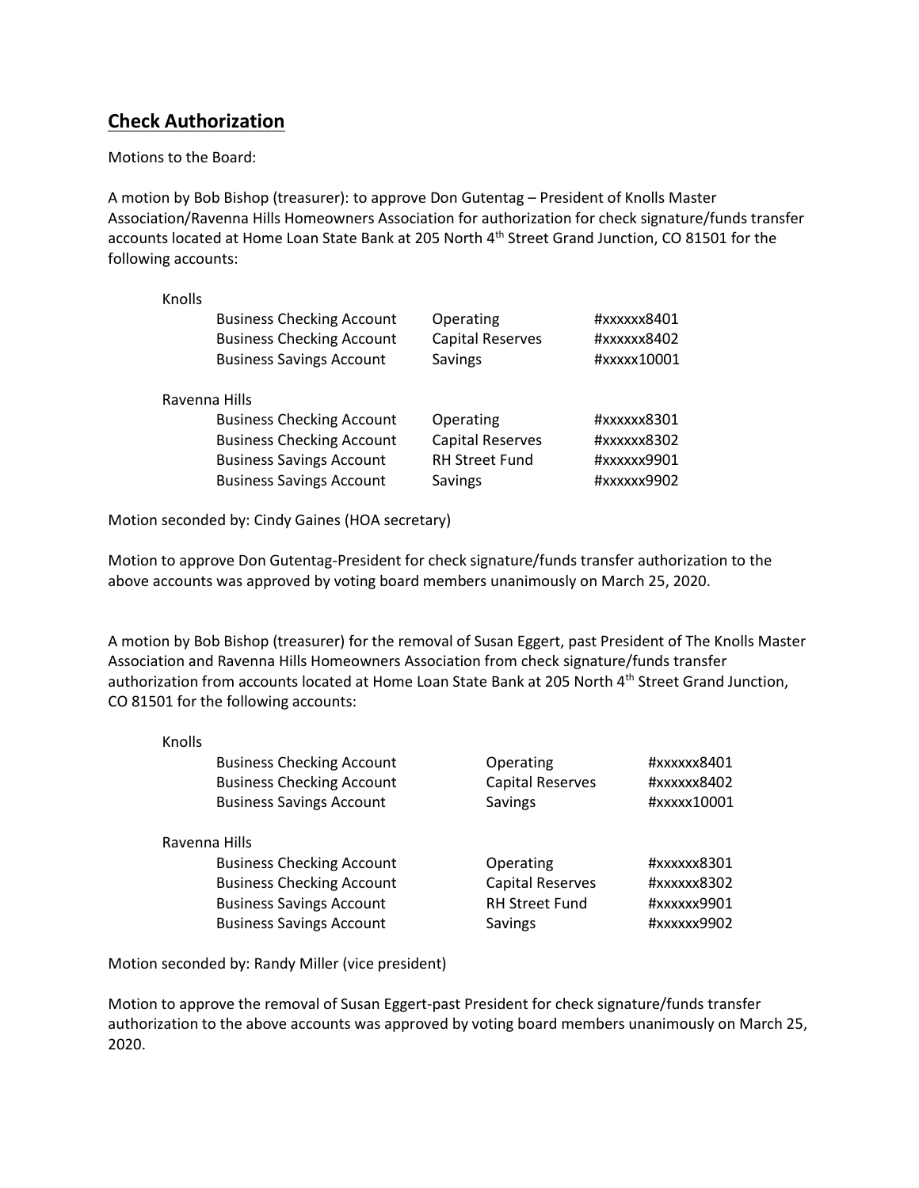## Check Authorization

Motions to the Board:

A motion by Bob Bishop (treasurer): to approve Don Gutentag – President of Knolls Master Association/Ravenna Hills Homeowners Association for authorization for check signature/funds transfer accounts located at Home Loan State Bank at 205 North 4th Street Grand Junction, CO 81501 for the following accounts:

| | Account Type | Purpose | Account # |
|---|---|---|---|
| **Knolls** | | | |
| | Business Checking Account | Operating | #xxxxxx8401 |
| | Business Checking Account | Capital Reserves | #xxxxxx8402 |
| | Business Savings Account | Savings | #xxxxx10001 |
| **Ravenna Hills** | | | |
| | Business Checking Account | Operating | #xxxxxx8301 |
| | Business Checking Account | Capital Reserves | #xxxxxx8302 |
| | Business Savings Account | RH Street Fund | #xxxxxx9901 |
| | Business Savings Account | Savings | #xxxxxx9902 |

Motion seconded by: Cindy Gaines (HOA secretary)

Motion to approve Don Gutentag-President for check signature/funds transfer authorization to the above accounts was approved by voting board members unanimously on March 25, 2020.

A motion by Bob Bishop (treasurer) for the removal of Susan Eggert, past President of The Knolls Master Association and Ravenna Hills Homeowners Association from check signature/funds transfer authorization from accounts located at Home Loan State Bank at 205 North 4th Street Grand Junction, CO 81501 for the following accounts:

| | Account Type | Purpose | Account # |
|---|---|---|---|
| **Knolls** | | | |
| | Business Checking Account | Operating | #xxxxxx8401 |
| | Business Checking Account | Capital Reserves | #xxxxxx8402 |
| | Business Savings Account | Savings | #xxxxx10001 |
| **Ravenna Hills** | | | |
| | Business Checking Account | Operating | #xxxxxx8301 |
| | Business Checking Account | Capital Reserves | #xxxxxx8302 |
| | Business Savings Account | RH Street Fund | #xxxxxx9901 |
| | Business Savings Account | Savings | #xxxxxx9902 |

Motion seconded by: Randy Miller (vice president)

Motion to approve the removal of Susan Eggert-past President for check signature/funds transfer authorization to the above accounts was approved by voting board members unanimously on March 25, 2020.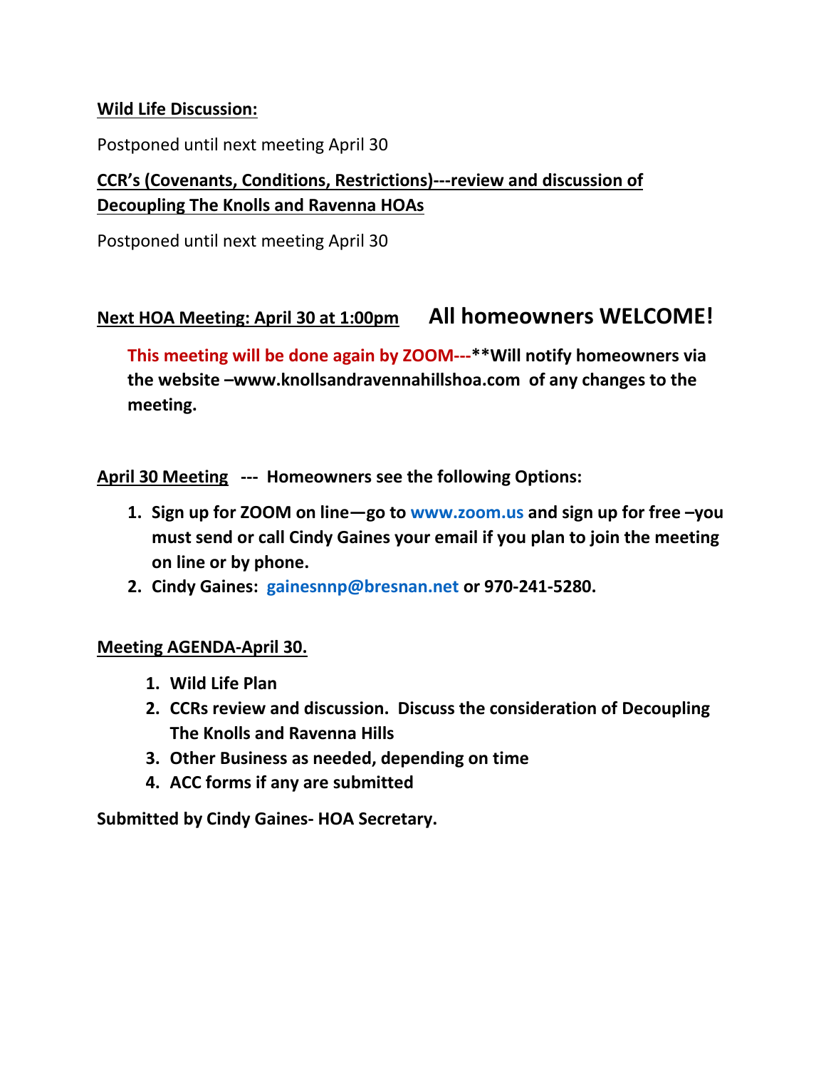**Wild Life Discussion:**

Postponed until next meeting April 30

**CCR's (Covenants, Conditions, Restrictions)---review and discussion of Decoupling The Knolls and Ravenna HOAs**

Postponed until next meeting April 30

**Next HOA Meeting: April 30 at 1:00pm** **All homeowners WELCOME!**

**This meeting will be done again by ZOOM---\*\*Will notify homeowners via the website –www.knollsandravennahillshoa.com of any changes to the meeting.**

**April 30 Meeting --- Homeowners see the following Options:**

1. **Sign up for ZOOM on line—go to www.zoom.us and sign up for free –you must send or call Cindy Gaines your email if you plan to join the meeting on line or by phone.**
2. **Cindy Gaines: gainesnnp@bresnan.net or 970-241-5280.**

**Meeting AGENDA-April 30.**

1. **Wild Life Plan**
2. **CCRs review and discussion. Discuss the consideration of Decoupling The Knolls and Ravenna Hills**
3. **Other Business as needed, depending on time**
4. **ACC forms if any are submitted**

**Submitted by Cindy Gaines- HOA Secretary.**